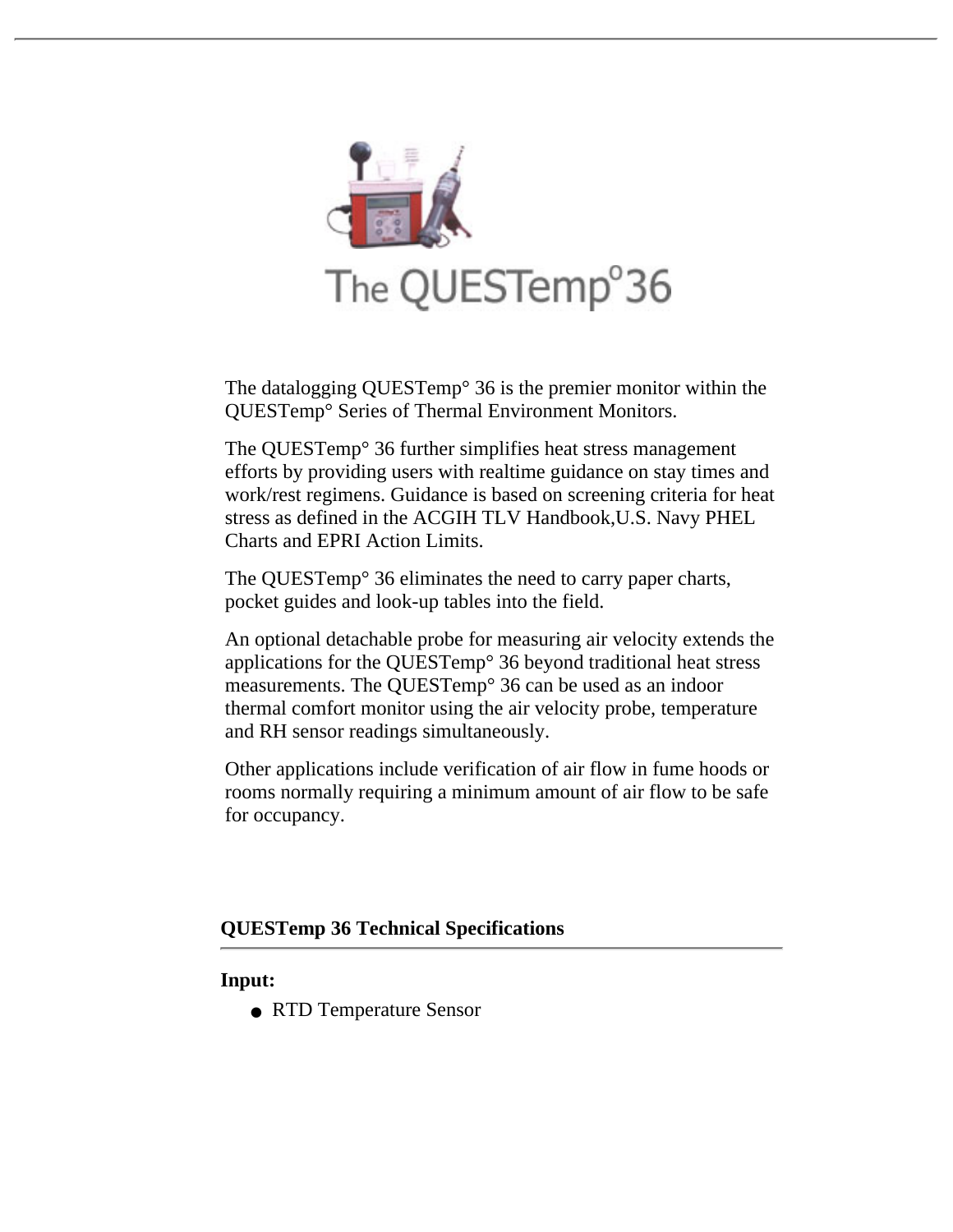# The QUESTemp°36

The datalogging QUESTemp° 36 is the premier monitor within the QUESTemp° Series of Thermal Environment Monitors.

The QUESTemp° 36 further simplifies heat stress management efforts by providing users with realtime guidance on stay times and work/rest regimens. Guidance is based on screening criteria for heat stress as defined in the ACGIH TLV Handbook,U.S. Navy PHEL Charts and EPRI Action Limits.

The QUESTemp° 36 eliminates the need to carry paper charts, pocket guides and look-up tables into the field.

An optional detachable probe for measuring air velocity extends the applications for the QUESTemp° 36 beyond traditional heat stress measurements. The QUESTemp° 36 can be used as an indoor thermal comfort monitor using the air velocity probe, temperature and RH sensor readings simultaneously.

Other applications include verification of air flow in fume hoods or rooms normally requiring a minimum amount of air flow to be safe for occupancy.

## QUESTemp 36 Technical Specifications

**Input:**

- RTD Temperature Sensor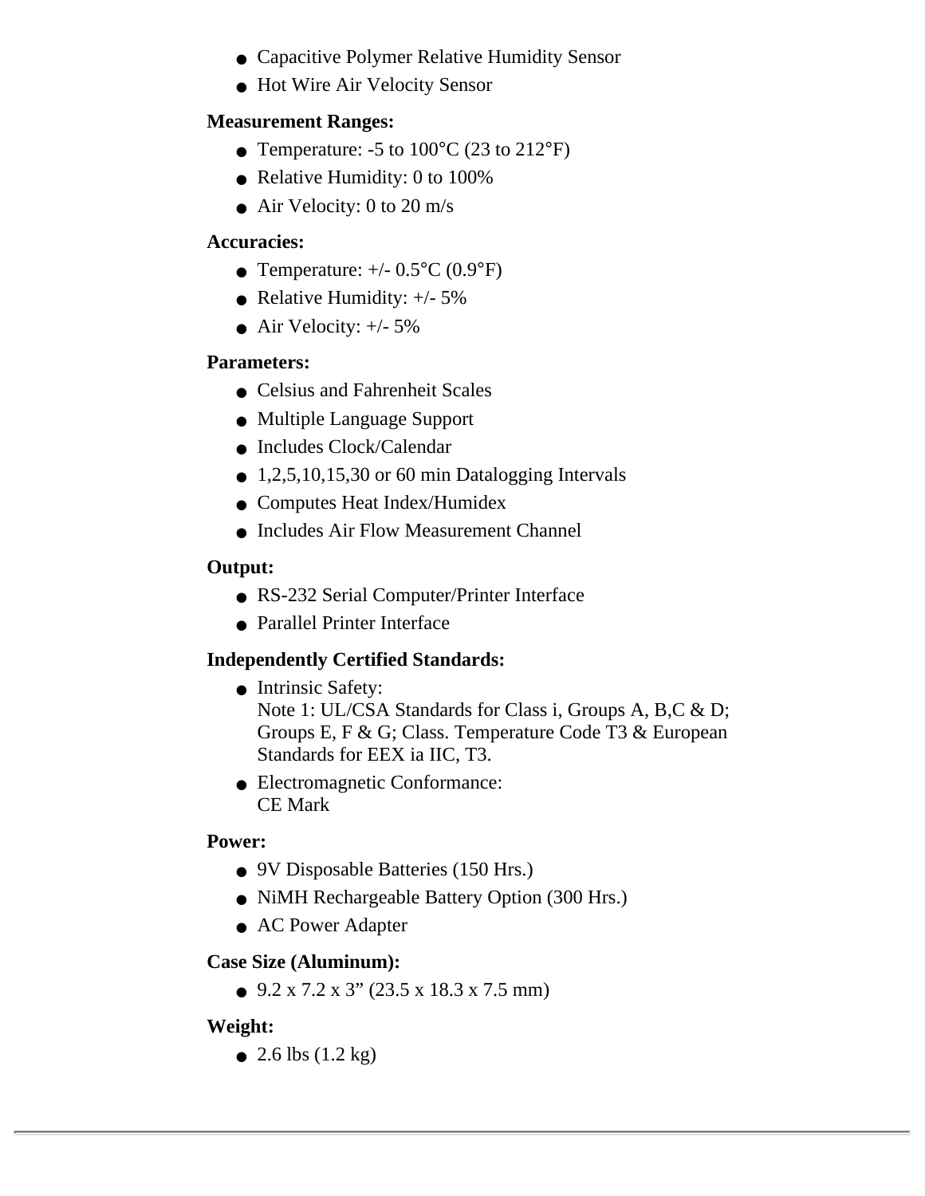- Capacitive Polymer Relative Humidity Sensor
- Hot Wire Air Velocity Sensor

**Measurement Ranges:**

- Temperature: -5 to 100°C (23 to 212°F)
- Relative Humidity: 0 to 100%
- Air Velocity: 0 to 20 m/s

**Accuracies:**

- Temperature: +/- 0.5°C (0.9°F)
- Relative Humidity: +/- 5%
- Air Velocity: +/- 5%

**Parameters:**

- Celsius and Fahrenheit Scales
- Multiple Language Support
- Includes Clock/Calendar
- 1,2,5,10,15,30 or 60 min Datalogging Intervals
- Computes Heat Index/Humidex
- Includes Air Flow Measurement Channel

**Output:**

- RS-232 Serial Computer/Printer Interface
- Parallel Printer Interface

**Independently Certified Standards:**

- Intrinsic Safety:
  Note 1: UL/CSA Standards for Class i, Groups A, B,C & D; Groups E, F & G; Class. Temperature Code T3 & European Standards for EEX ia IIC, T3.
- Electromagnetic Conformance:
  CE Mark

**Power:**

- 9V Disposable Batteries (150 Hrs.)
- NiMH Rechargeable Battery Option (300 Hrs.)
- AC Power Adapter

**Case Size (Aluminum):**

- 9.2 x 7.2 x 3" (23.5 x 18.3 x 7.5 mm)

**Weight:**

- 2.6 lbs (1.2 kg)